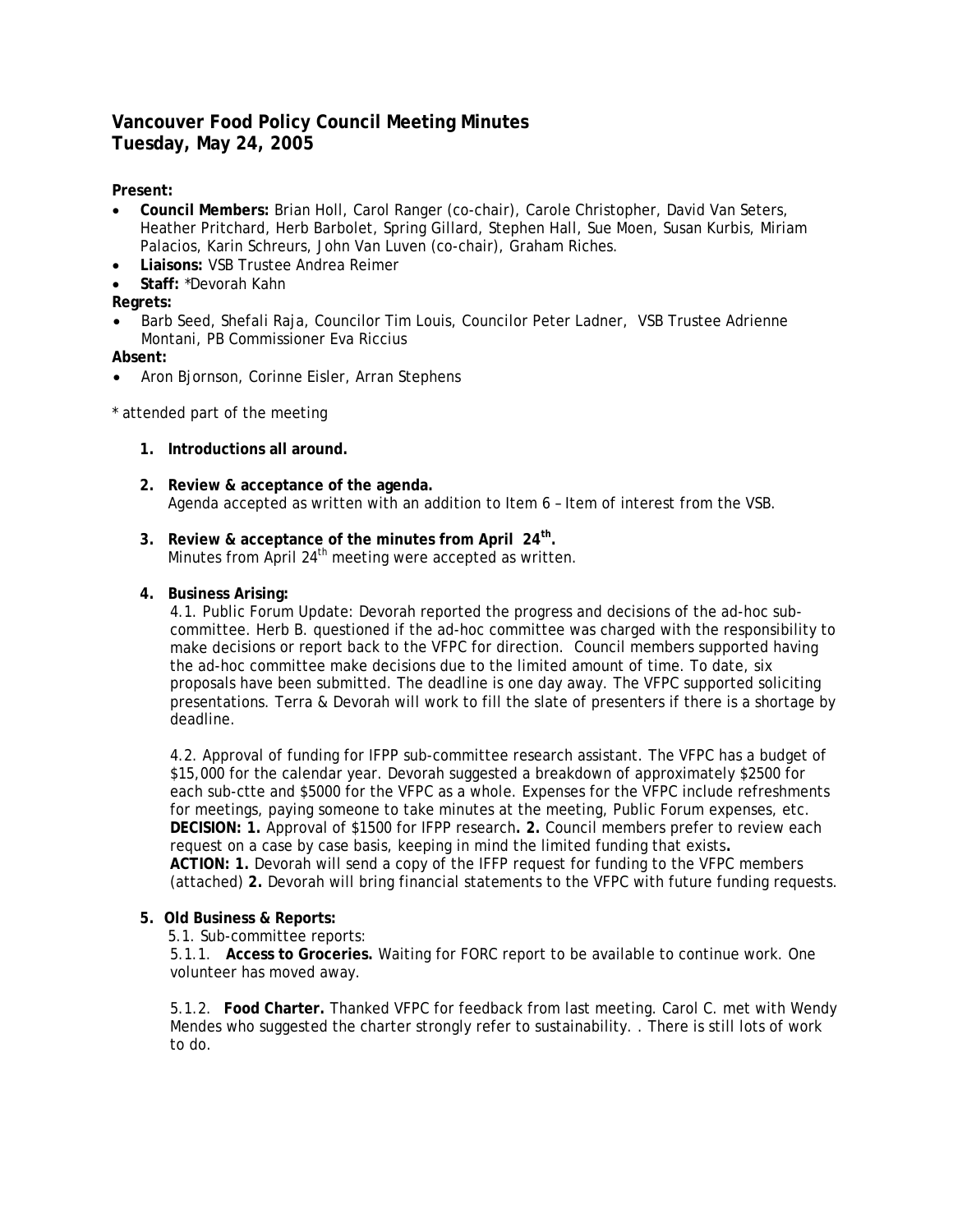# Vancouver Food Policy Council Meeting Minutes
## Tuesday, May 24, 2005

**Present:**

- **Council Members:** Brian Holl, Carol Ranger (co-chair), Carole Christopher, David Van Seters, Heather Pritchard, Herb Barbolet, Spring Gillard, Stephen Hall, Sue Moen, Susan Kurbis, Miriam Palacios, Karin Schreurs, John Van Luven (co-chair), Graham Riches.
- **Liaisons:** VSB Trustee Andrea Reimer
- **Staff:** *Devorah Kahn

**Regrets:**

- Barb Seed, Shefali Raja, Councilor Tim Louis, Councilor Peter Ladner, VSB Trustee Adrienne Montani, PB Commissioner Eva Riccius

**Absent:**

- Aron Bjornson, Corinne Eisler, Arran Stephens

\* attended part of the meeting

1. **Introductions all around.**

2. **Review & acceptance of the agenda.**
   Agenda accepted as written with an addition to Item 6 – Item of interest from the VSB.

3. **Review & acceptance of the minutes from April 24th.**
   Minutes from April 24th meeting were accepted as written.

4. **Business Arising:**
   4.1. Public Forum Update: Devorah reported the progress and decisions of the ad-hoc sub-committee. Herb B. questioned if the ad-hoc committee was charged with the responsibility to make decisions or report back to the VFPC for direction. Council members supported having the ad-hoc committee make decisions due to the limited amount of time. To date, six proposals have been submitted. The deadline is one day away. The VFPC supported soliciting presentations. Terra & Devorah will work to fill the slate of presenters if there is a shortage by deadline.

   4.2. Approval of funding for IFPP sub-committee research assistant. The VFPC has a budget of $15,000 for the calendar year. Devorah suggested a breakdown of approximately $2500 for each sub-ctte and $5000 for the VFPC as a whole. Expenses for the VFPC include refreshments for meetings, paying someone to take minutes at the meeting, Public Forum expenses, etc.
   **DECISION: 1.** Approval of $1500 for IFPP research**. 2.** Council members prefer to review each request on a case by case basis, keeping in mind the limited funding that exists**.**
   **ACTION: 1.** Devorah will send a copy of the IFFP request for funding to the VFPC members (attached) **2.** Devorah will bring financial statements to the VFPC with future funding requests.

5. **Old Business & Reports:**
   5.1. Sub-committee reports:
   5.1.1. **Access to Groceries.** Waiting for FORC report to be available to continue work. One volunteer has moved away.

   5.1.2. **Food Charter.** Thanked VFPC for feedback from last meeting. Carol C. met with Wendy Mendes who suggested the charter strongly refer to sustainability. . There is still lots of work to do.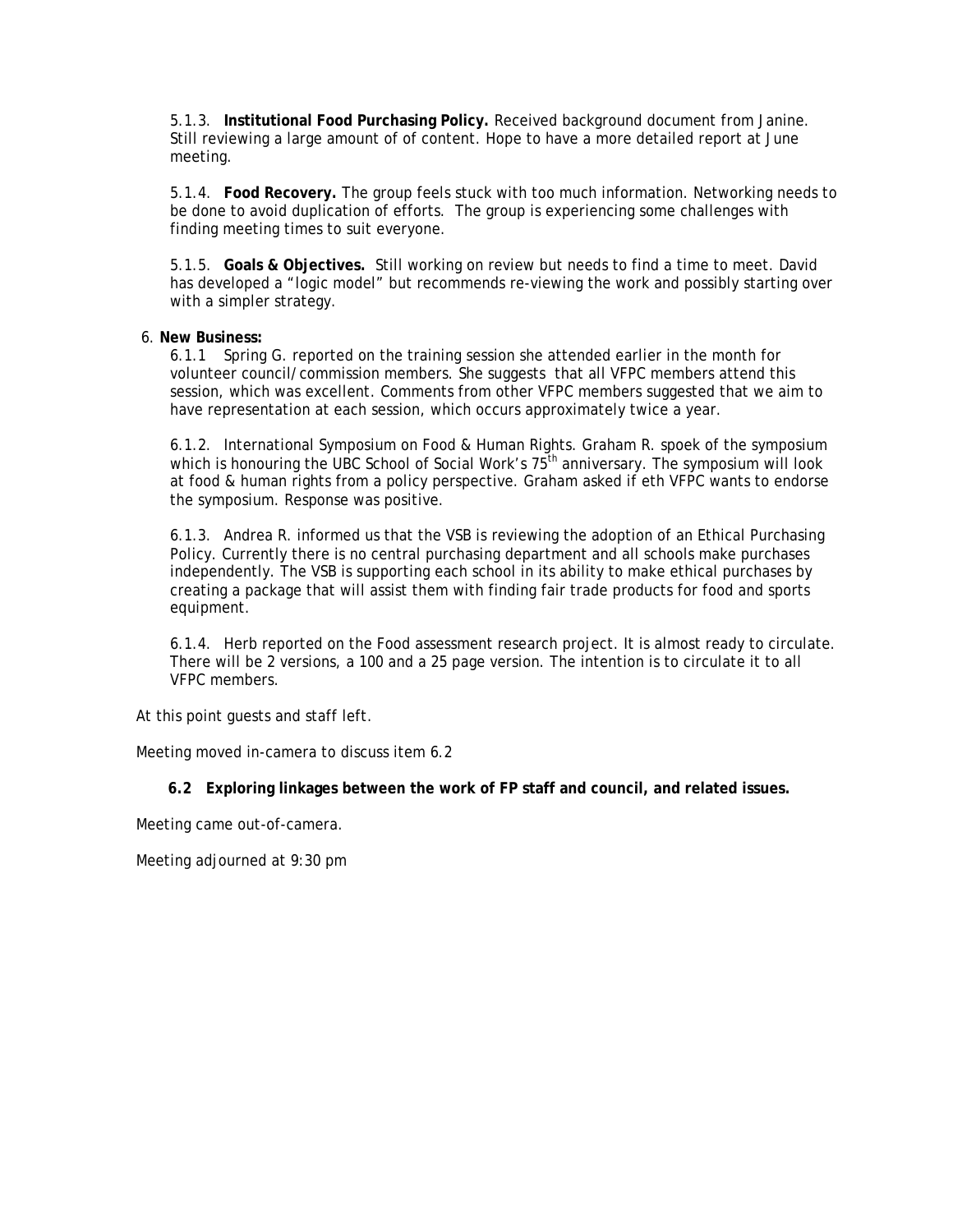5.1.3. **Institutional Food Purchasing Policy.** Received background document from Janine. Still reviewing a large amount of of content. Hope to have a more detailed report at June meeting.

5.1.4. **Food Recovery.** The group feels stuck with too much information. Networking needs to be done to avoid duplication of efforts. The group is experiencing some challenges with finding meeting times to suit everyone.

5.1.5. **Goals & Objectives.** Still working on review but needs to find a time to meet. David has developed a "logic model" but recommends re-viewing the work and possibly starting over with a simpler strategy.

6. **New Business:**

6.1.1 Spring G. reported on the training session she attended earlier in the month for volunteer council/commission members. She suggests that all VFPC members attend this session, which was excellent. Comments from other VFPC members suggested that we aim to have representation at each session, which occurs approximately twice a year.

6.1.2. International Symposium on Food & Human Rights. Graham R. spoek of the symposium which is honouring the UBC School of Social Work's 75th anniversary. The symposium will look at food & human rights from a policy perspective. Graham asked if eth VFPC wants to endorse the symposium. Response was positive.

6.1.3. Andrea R. informed us that the VSB is reviewing the adoption of an Ethical Purchasing Policy. Currently there is no central purchasing department and all schools make purchases independently. The VSB is supporting each school in its ability to make ethical purchases by creating a package that will assist them with finding fair trade products for food and sports equipment.

6.1.4. Herb reported on the Food assessment research project. It is almost ready to circulate. There will be 2 versions, a 100 and a 25 page version. The intention is to circulate it to all VFPC members.

At this point guests and staff left.

Meeting moved in-camera to discuss item 6.2

**6.2 Exploring linkages between the work of FP staff and council, and related issues.**

Meeting came out-of-camera.

Meeting adjourned at 9:30 pm